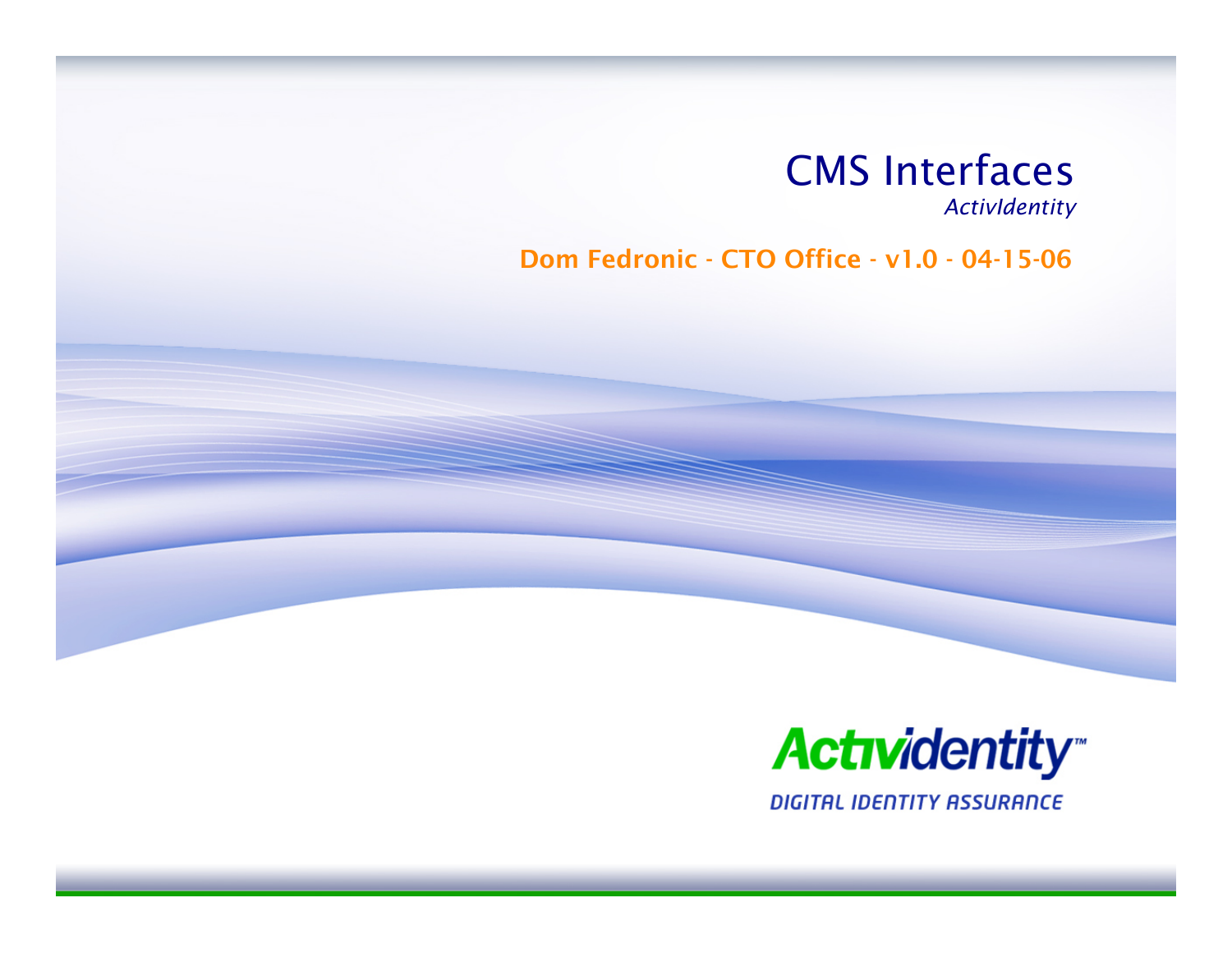# CMS Interfaces

*ActivIdentity*

**Dom Fedronic - CTO Office - v1.0 - 04-15-06**

ActivIdentity™

DIGITAL IDENTITY ASSURANCE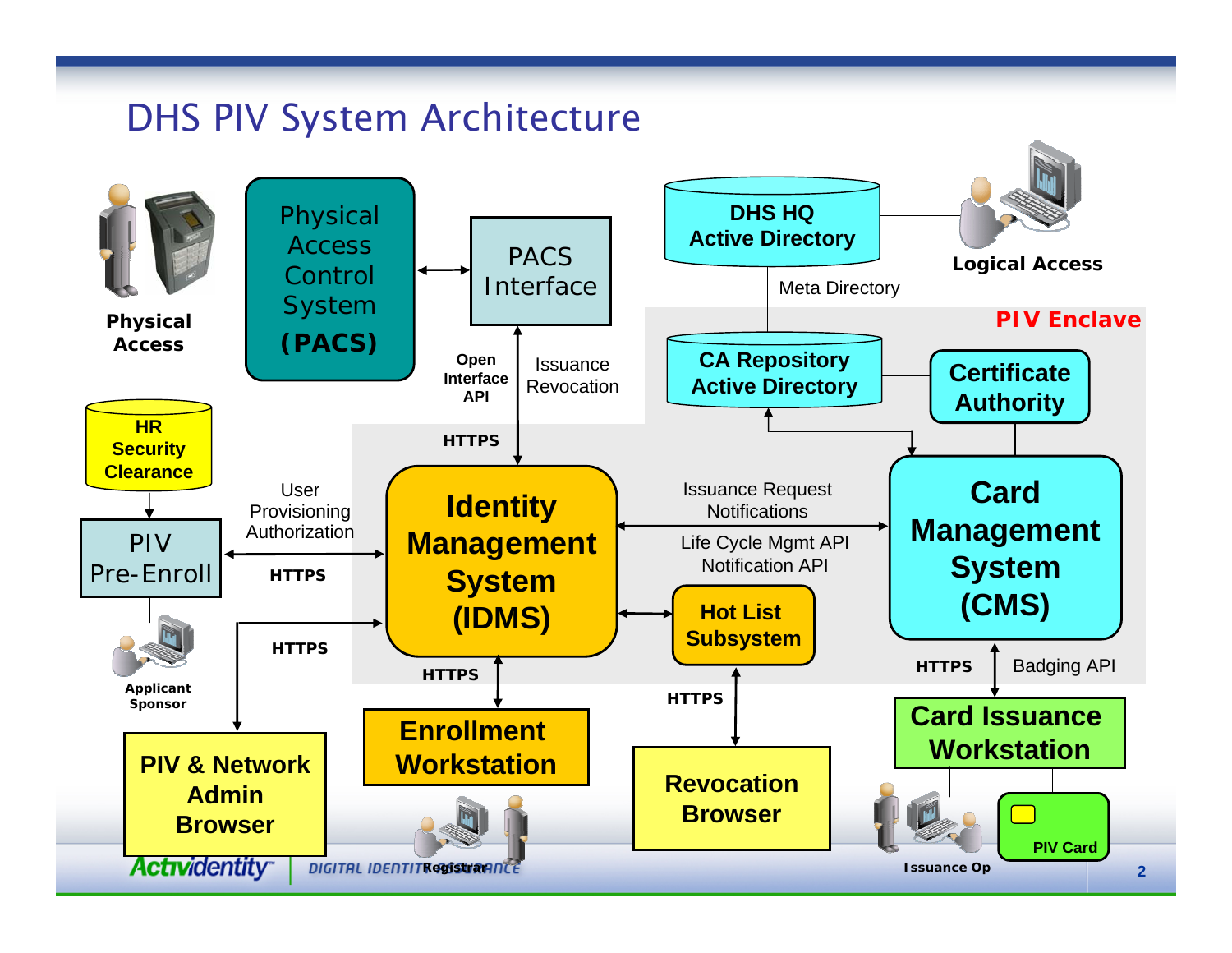# DHS PIV System Architecture

**Physical Access**

Physical Access Control System **(PACS)**

PACS Interface

**DHS HQ Active Directory**

**Logical Access**

Meta Directory

**PIV Enclave**

**CA Repository Active Directory**

**Certificate Authority**

**Open Interface API**

Issuance Revocation

**HTTPS**

**HR Security Clearance**

PIV Pre-Enroll

User Provisioning Authorization

**HTTPS**

**Identity Management System (IDMS)**

Issuance Request Notifications

Life Cycle Mgmt API Notification API

**Card Management System (CMS)**

**Hot List Subsystem**

**Applicant Sponsor**

**HTTPS**

**HTTPS**

**HTTPS**

**HTTPS**

Badging API

**PIV & Network Admin Browser**

**Enrollment Workstation**

**Revocation Browser**

**Card Issuance Workstation**

**PIV Card**

**Registrar**

**Issuance Op**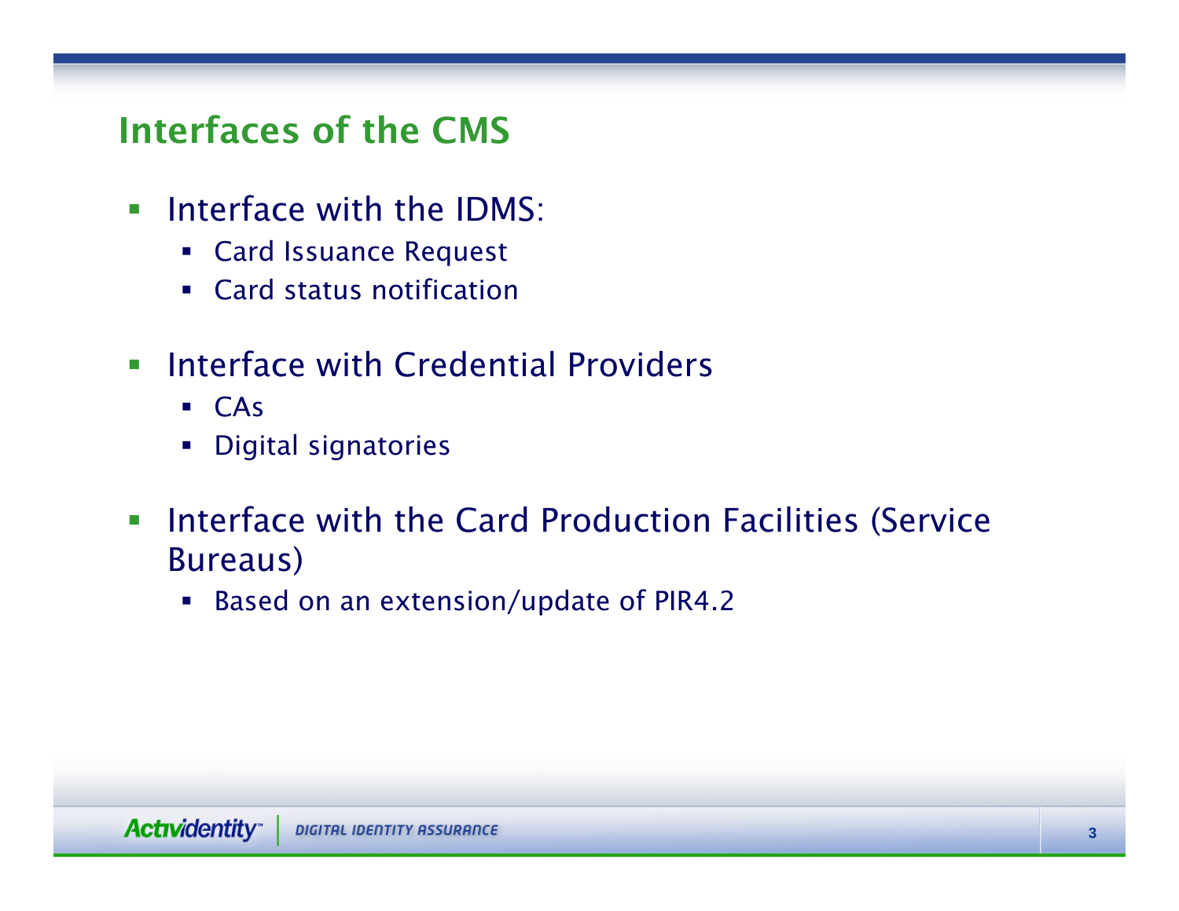## Interfaces of the CMS

- Interface with the IDMS:
  - Card Issuance Request
  - Card status notification
- Interface with Credential Providers
  - CAs
  - Digital signatories
- Interface with the Card Production Facilities (Service Bureaus)
  - Based on an extension/update of PIR4.2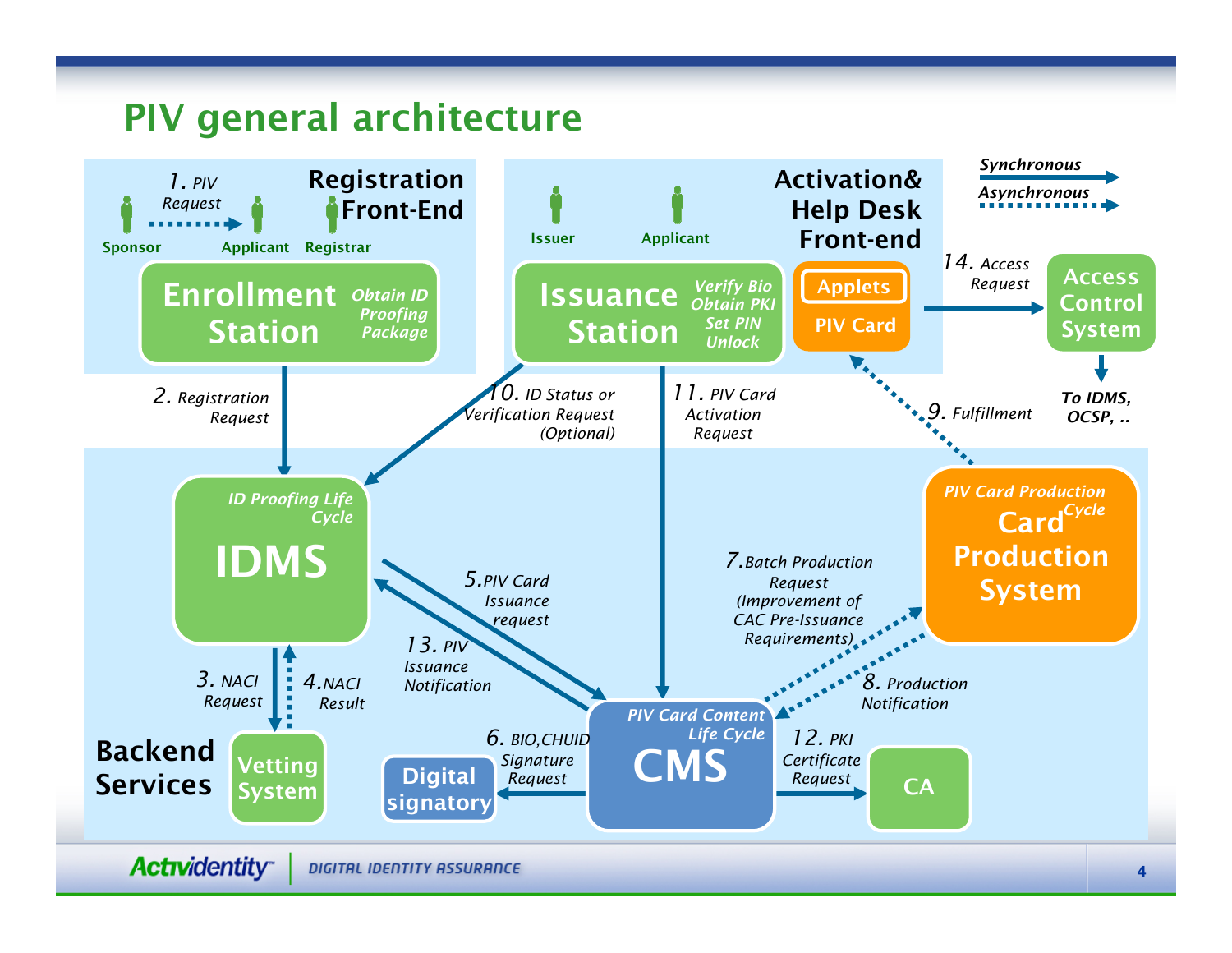# PIV general architecture

**Registration Front-End**

- Sponsor → Applicant: *1. PIV Request*
- Registrar
- **Enrollment Station** — *Obtain ID Proofing Package*

**Activation& Help Desk Front-end**

- Issuer
- Applicant
- **Issuance Station** — *Verify Bio, Obtain PKI, Set PIN, Unlock*
- **Applets / PIV Card**

*Synchronous* (solid arrow)

*Asynchronous* (dotted arrow)

- *14. Access Request* → **Access Control System** → *To IDMS, OCSP, ..*
- *2. Registration Request* (Enrollment Station → IDMS)
- *10. ID Status or Verification Request (Optional)* (Issuance Station → IDMS)
- *11. PIV Card Activation Request* (Issuance Station → CMS)
- *9. Fulfillment* (Card Production System → PIV Card)

**Backend Services**

- **IDMS** — *ID Proofing Life Cycle*
- *3. NACI Request* (IDMS → Vetting System)
- *4.NACI Result* (Vetting System → IDMS)
- **Vetting System**
- *5.PIV Card Issuance request* (IDMS → CMS)
- *13. PIV Issuance Notification* (CMS → IDMS)
- **CMS** — *PIV Card Content Life Cycle*
- *6. BIO,CHUID Signature Request* (CMS → Digital signatory)
- **Digital signatory**
- *7.Batch Production Request (Improvement of CAC Pre-Issuance Requirements)* (CMS → Card Production System)
- *8. Production Notification* (Card Production System → CMS)
- **Card Production System** — *PIV Card Production Cycle*
- *12. PKI Certificate Request* (CMS → CA)
- **CA**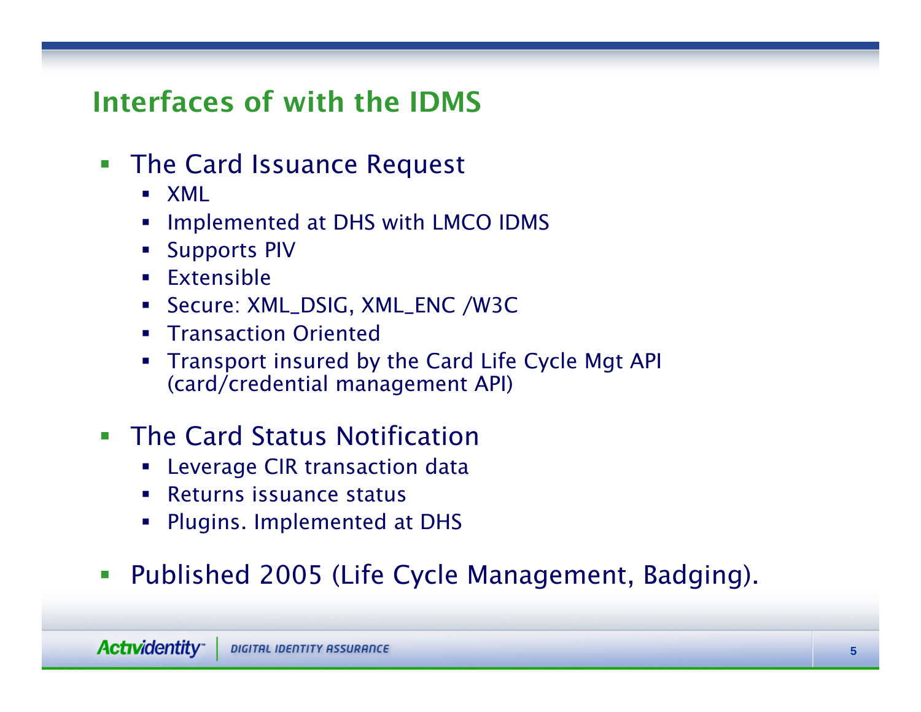## Interfaces of with the IDMS

- The Card Issuance Request
  - XML
  - Implemented at DHS with LMCO IDMS
  - Supports PIV
  - Extensible
  - Secure: XML_DSIG, XML_ENC /W3C
  - Transaction Oriented
  - Transport insured by the Card Life Cycle Mgt API (card/credential management API)
- The Card Status Notification
  - Leverage CIR transaction data
  - Returns issuance status
  - Plugins. Implemented at DHS
- Published 2005 (Life Cycle Management, Badging).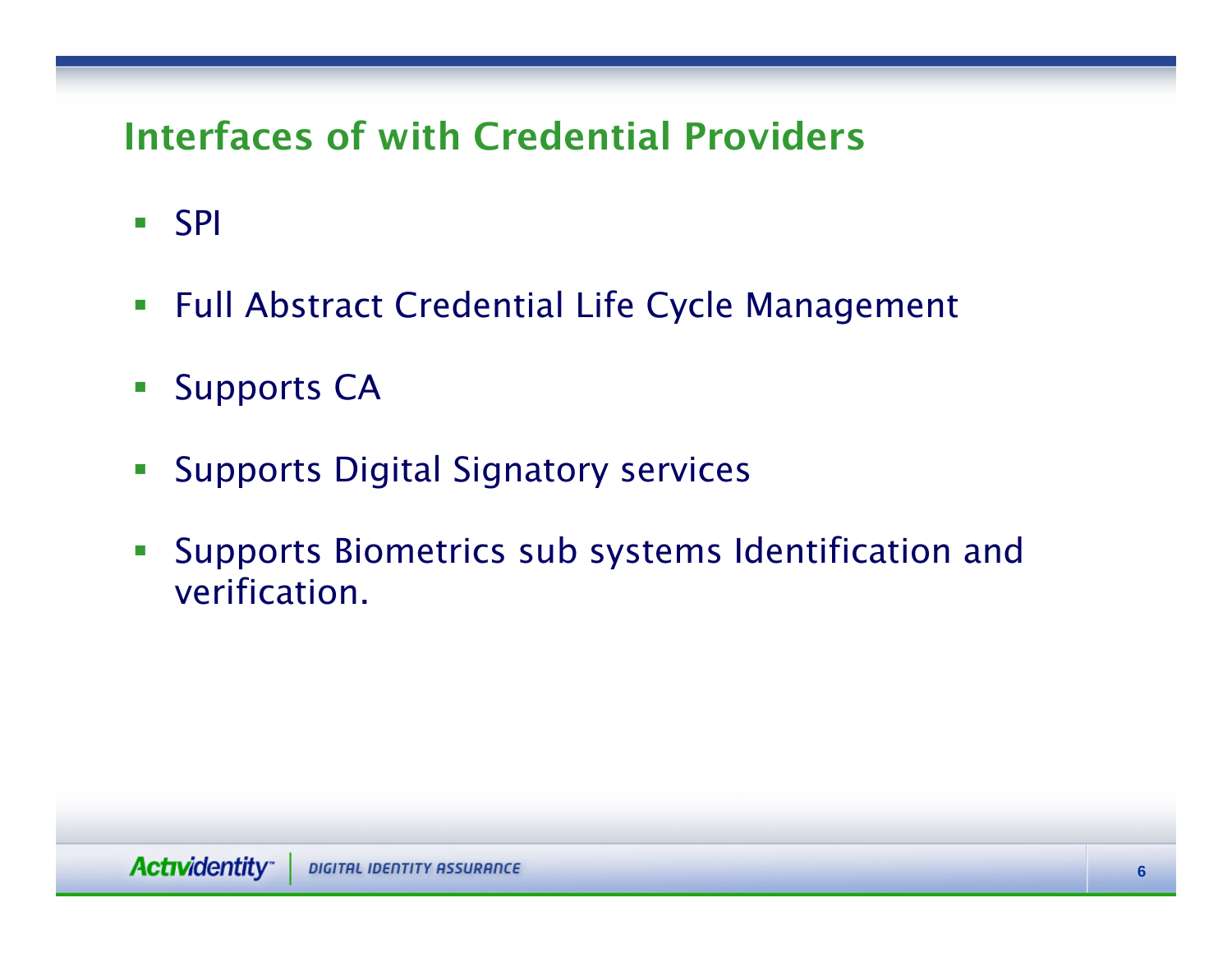## Interfaces of with Credential Providers

- SPI
- Full Abstract Credential Life Cycle Management
- Supports CA
- Supports Digital Signatory services
- Supports Biometrics sub systems Identification and verification.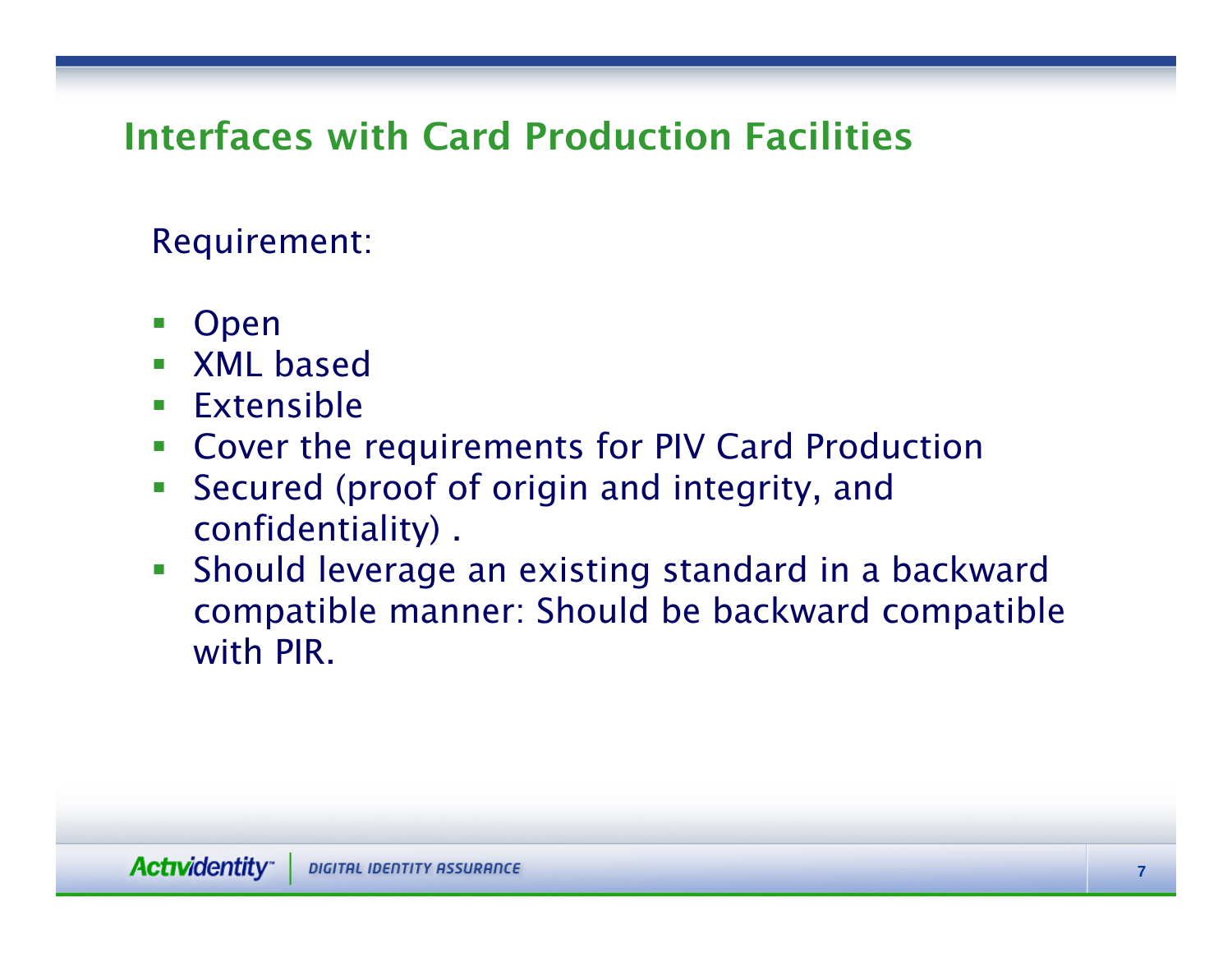# Interfaces with Card Production Facilities

Requirement:

- Open
- XML based
- Extensible
- Cover the requirements for PIV Card Production
- Secured (proof of origin and integrity, and confidentiality) .
- Should leverage an existing standard in a backward compatible manner: Should be backward compatible with PIR.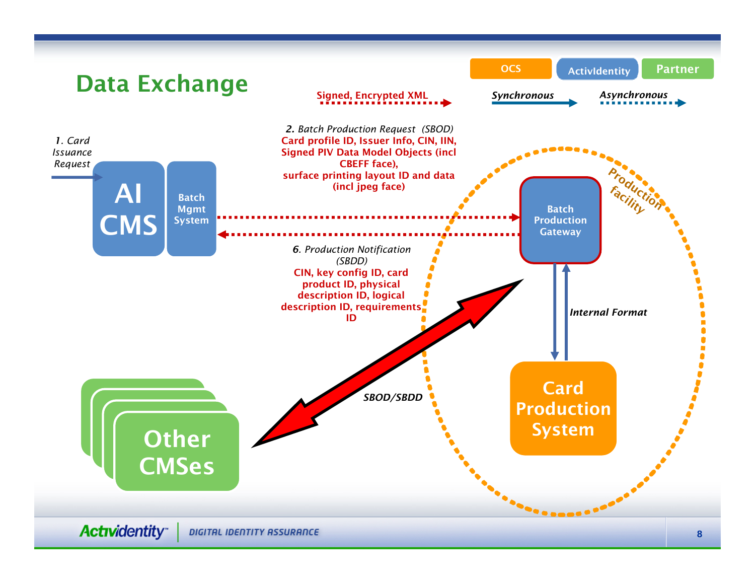# Data Exchange

OCS | ActivIdentity | Partner

Signed, Encrypted XML — Synchronous — Asynchronous

*1. Card Issuance Request*

**AI CMS** — Batch Mgmt System

*2. Batch Production Request (SBOD)*
Card profile ID, Issuer Info, CIN, IIN, Signed PIV Data Model Objects (incl CBEFF face), surface printing layout ID and data (incl jpeg face)

*6. Production Notification (SBDD)*
CIN, key config ID, card product ID, physical description ID, logical description ID, requirements ID

Production facility

Batch Production Gateway

*Internal Format*

Card Production System

*SBOD/SBDD*

Other CMSes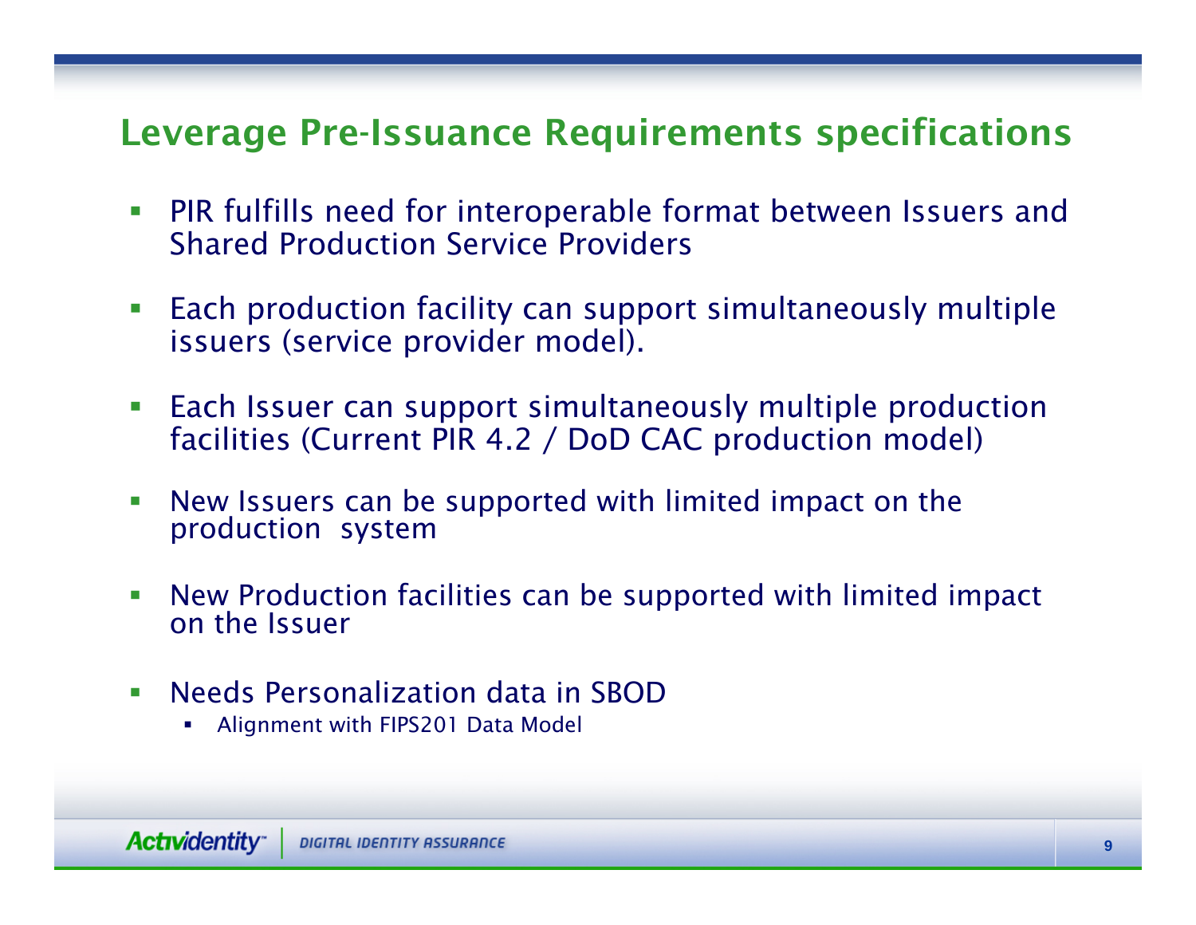# Leverage Pre-Issuance Requirements specifications

- PIR fulfills need for interoperable format between Issuers and Shared Production Service Providers
- Each production facility can support simultaneously multiple issuers (service provider model).
- Each Issuer can support simultaneously multiple production facilities (Current PIR 4.2 / DoD CAC production model)
- New Issuers can be supported with limited impact on the production system
- New Production facilities can be supported with limited impact on the Issuer
- Needs Personalization data in SBOD
  - Alignment with FIPS201 Data Model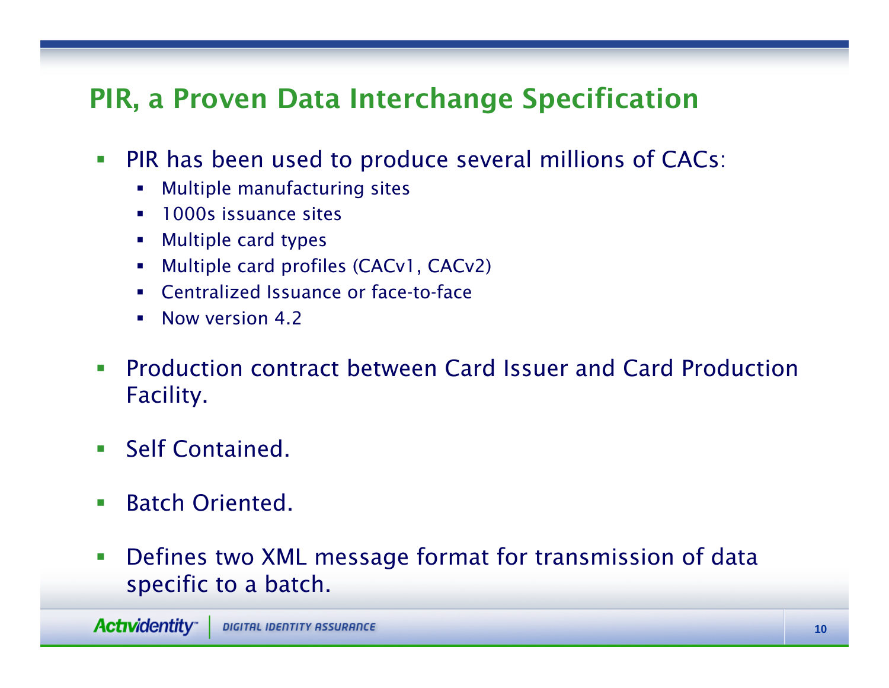# PIR, a Proven Data Interchange Specification

- PIR has been used to produce several millions of CACs:
  - Multiple manufacturing sites
  - 1000s issuance sites
  - Multiple card types
  - Multiple card profiles (CACv1, CACv2)
  - Centralized Issuance or face-to-face
  - Now version 4.2
- Production contract between Card Issuer and Card Production Facility.
- Self Contained.
- Batch Oriented.
- Defines two XML message format for transmission of data specific to a batch.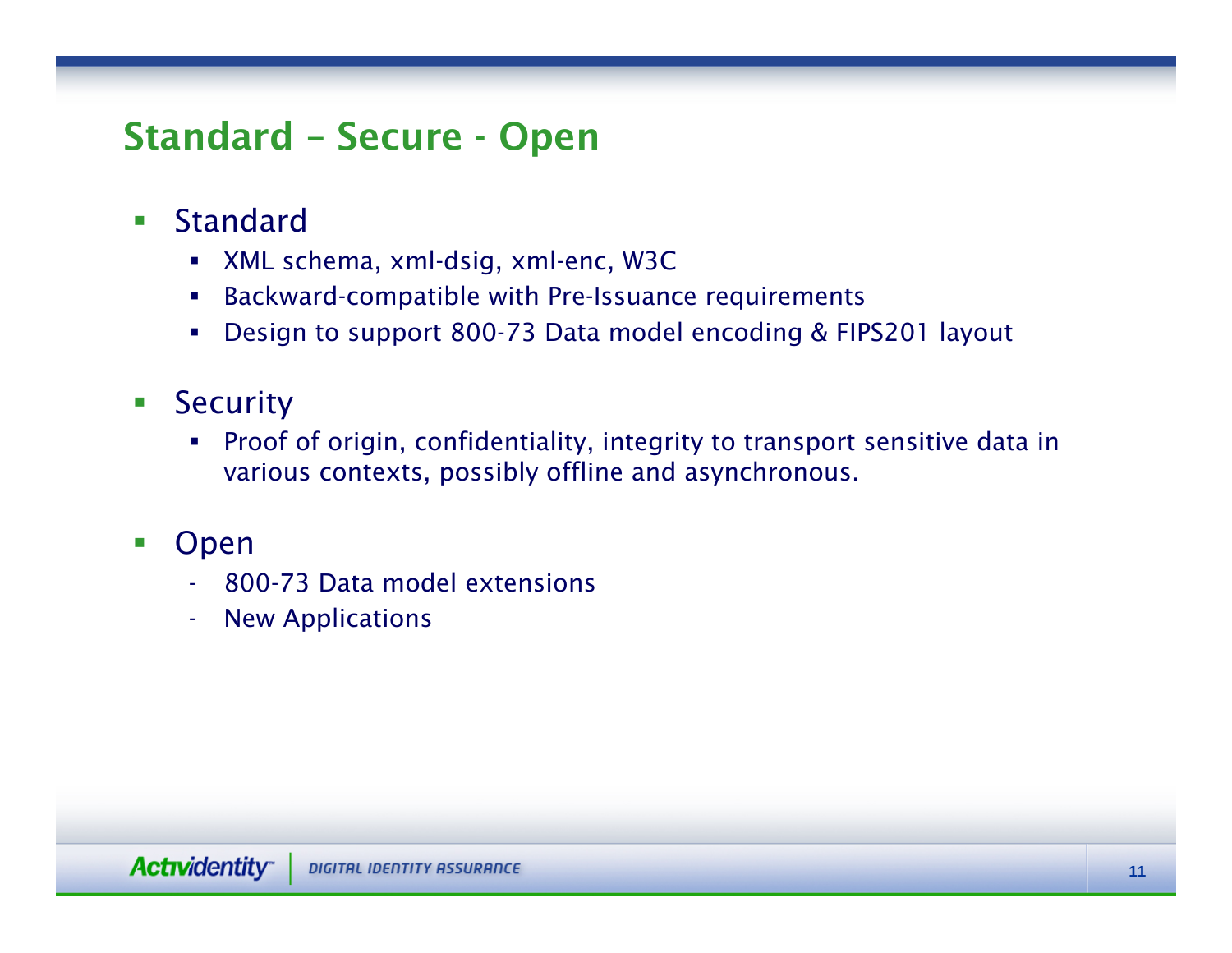# Standard – Secure - Open

- Standard
  - XML schema, xml-dsig, xml-enc, W3C
  - Backward-compatible with Pre-Issuance requirements
  - Design to support 800-73 Data model encoding & FIPS201 layout

- Security
  - Proof of origin, confidentiality, integrity to transport sensitive data in various contexts, possibly offline and asynchronous.

- Open
  - 800-73 Data model extensions
  - New Applications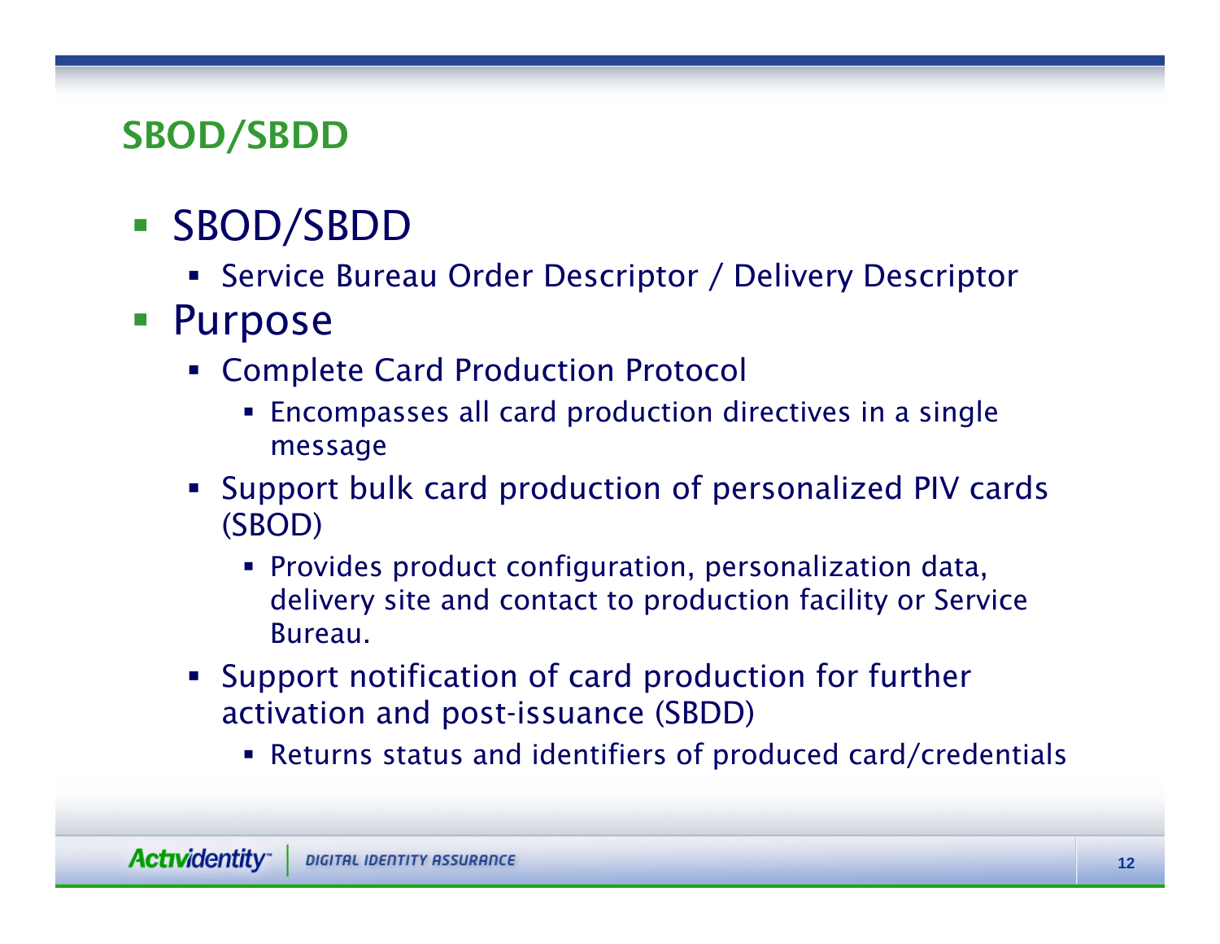## SBOD/SBDD

- SBOD/SBDD
  - Service Bureau Order Descriptor / Delivery Descriptor
- Purpose
  - Complete Card Production Protocol
    - Encompasses all card production directives in a single message
  - Support bulk card production of personalized PIV cards (SBOD)
    - Provides product configuration, personalization data, delivery site and contact to production facility or Service Bureau.
  - Support notification of card production for further activation and post-issuance (SBDD)
    - Returns status and identifiers of produced card/credentials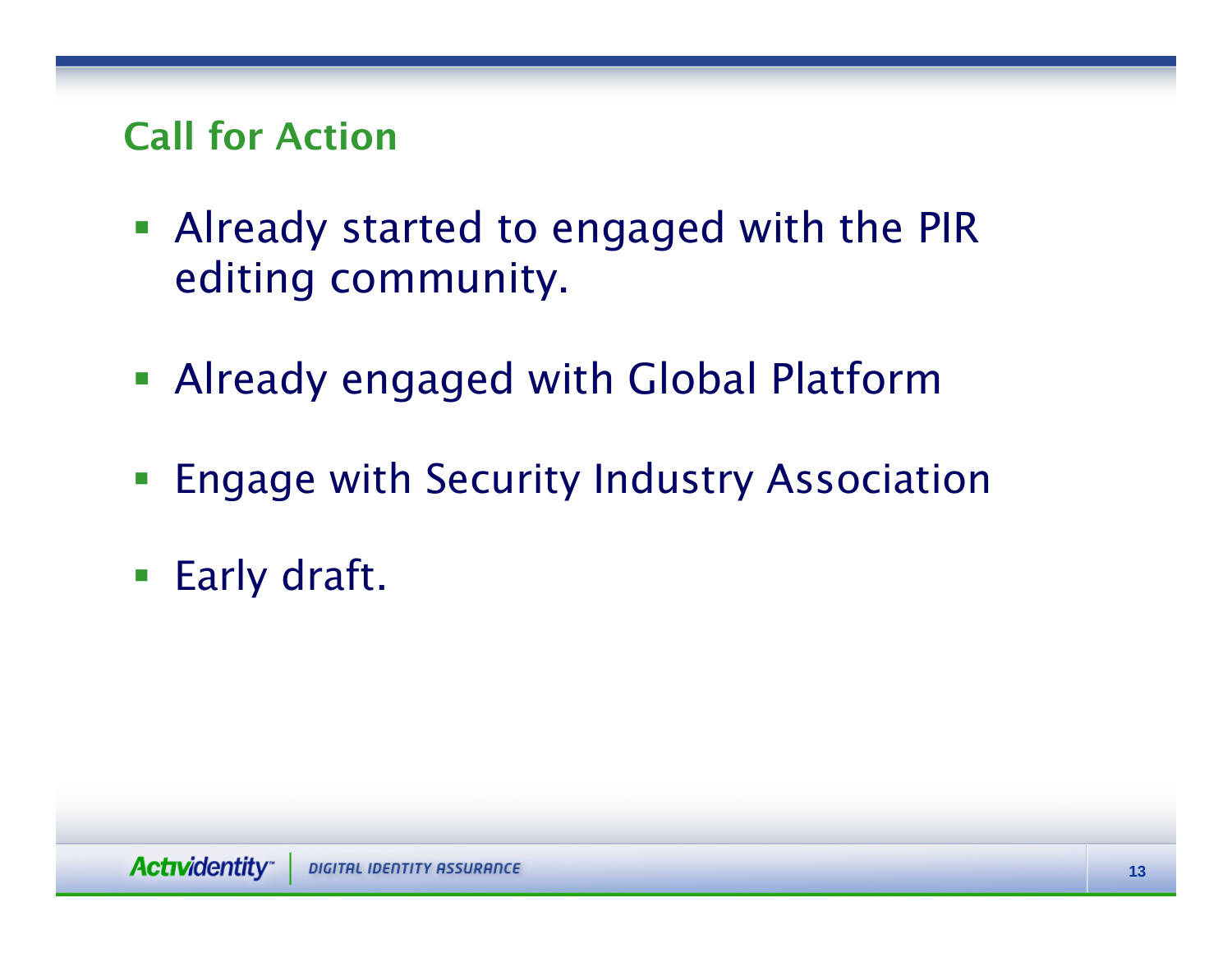## Call for Action

- Already started to engaged with the PIR editing community.
- Already engaged with Global Platform
- Engage with Security Industry Association
- Early draft.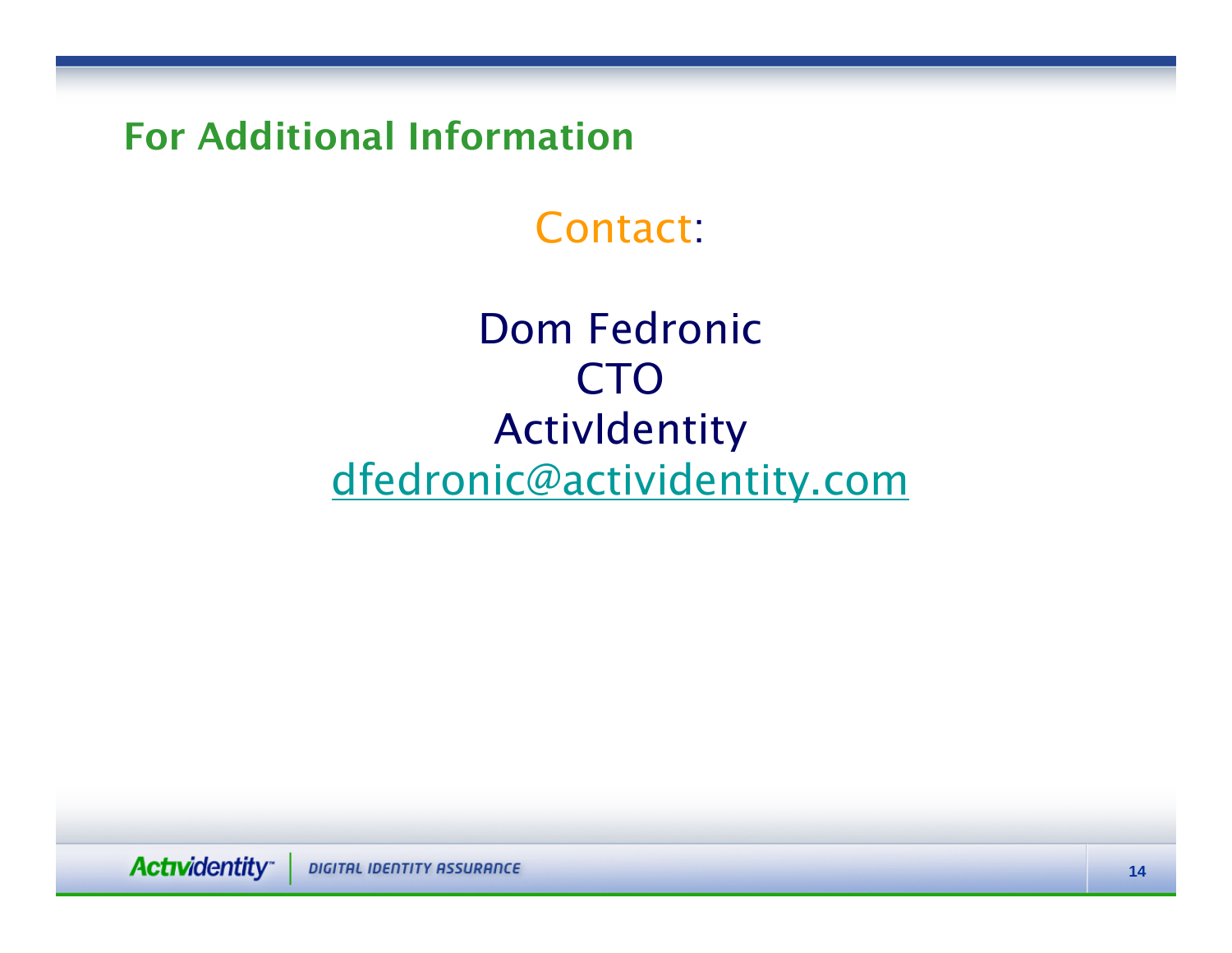## For Additional Information

Contact:

Dom Fedronic
CTO
ActivIdentity
dfedronic@actividentity.com